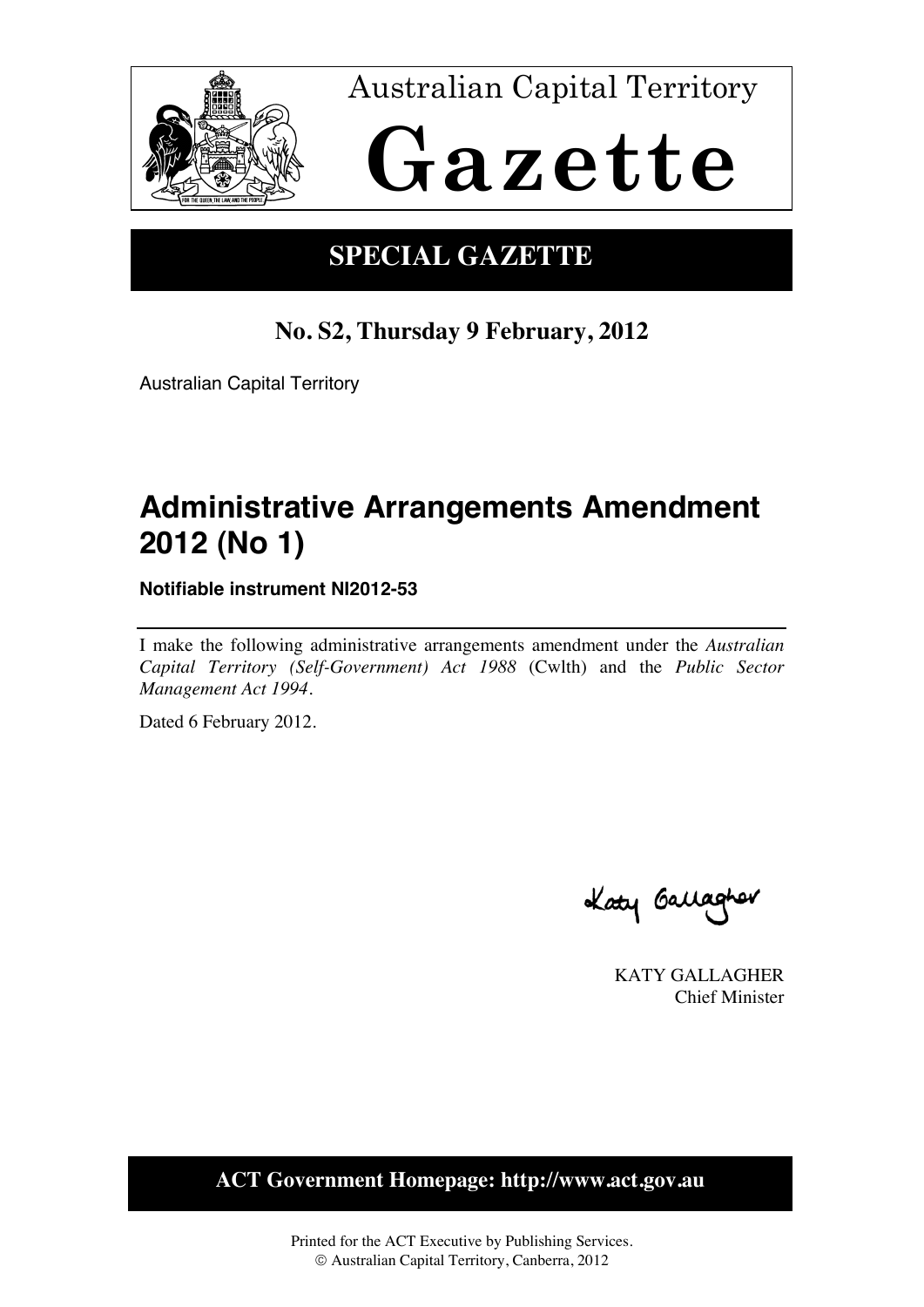Australian Capital Territory

# Gazette

## SPECIAL GAZETTE

**No. S2, Thursday 9 February, 2012**

Australian Capital Territory

# Administrative Arrangements Amendment 2012 (No 1)

**Notifiable instrument NI2012-53**

---

I make the following administrative arrangements amendment under the *Australian Capital Territory (Self-Government) Act 1988* (Cwlth) and the *Public Sector Management Act 1994*.

Dated 6 February 2012.

Katy Gallagher

KATY GALLAGHER
Chief Minister

**ACT Government Homepage: http://www.act.gov.au**

Printed for the ACT Executive by Publishing Services.
© Australian Capital Territory, Canberra, 2012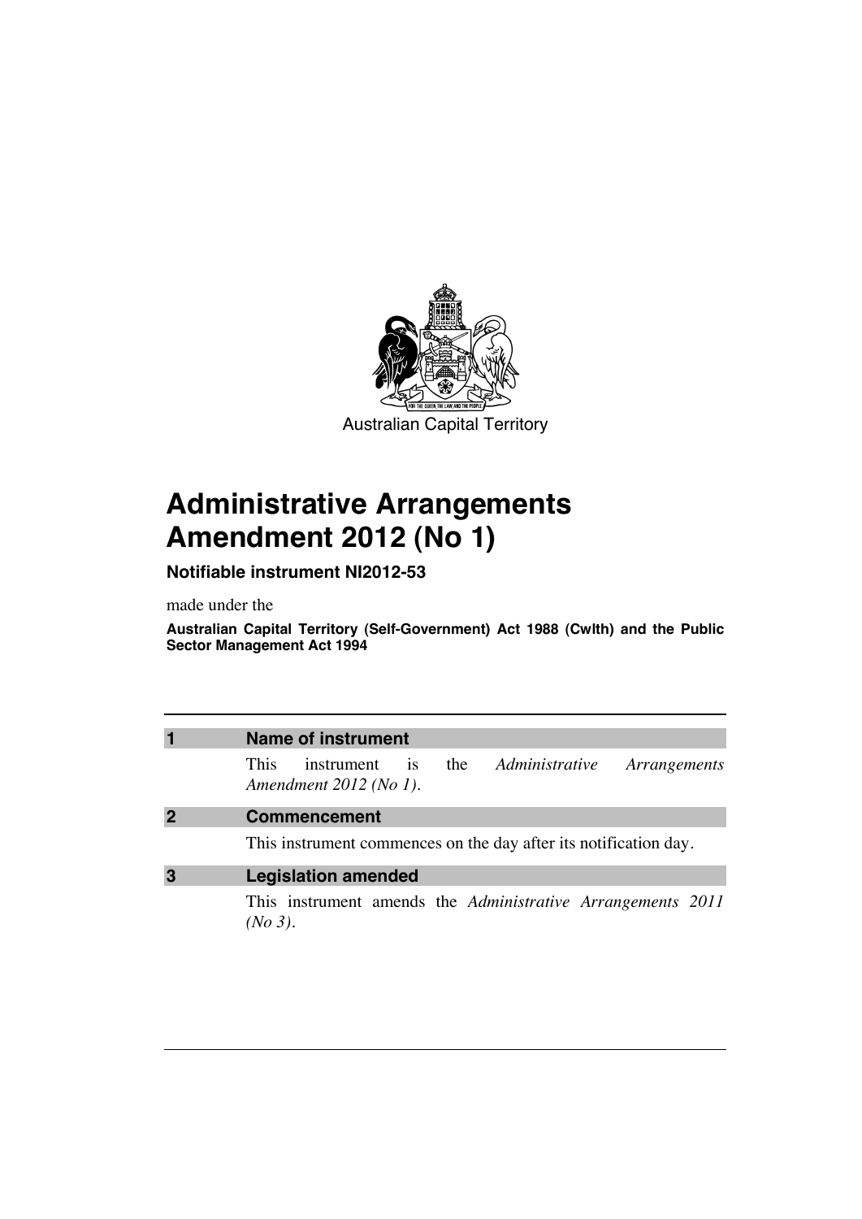Australian Capital Territory

# Administrative Arrangements Amendment 2012 (No 1)

**Notifiable instrument NI2012-53**

made under the

**Australian Capital Territory (Self-Government) Act 1988 (Cwlth) and the Public Sector Management Act 1994**

## 1 Name of instrument

This instrument is the *Administrative Arrangements Amendment 2012 (No 1)*.

## 2 Commencement

This instrument commences on the day after its notification day.

## 3 Legislation amended

This instrument amends the *Administrative Arrangements 2011 (No 3)*.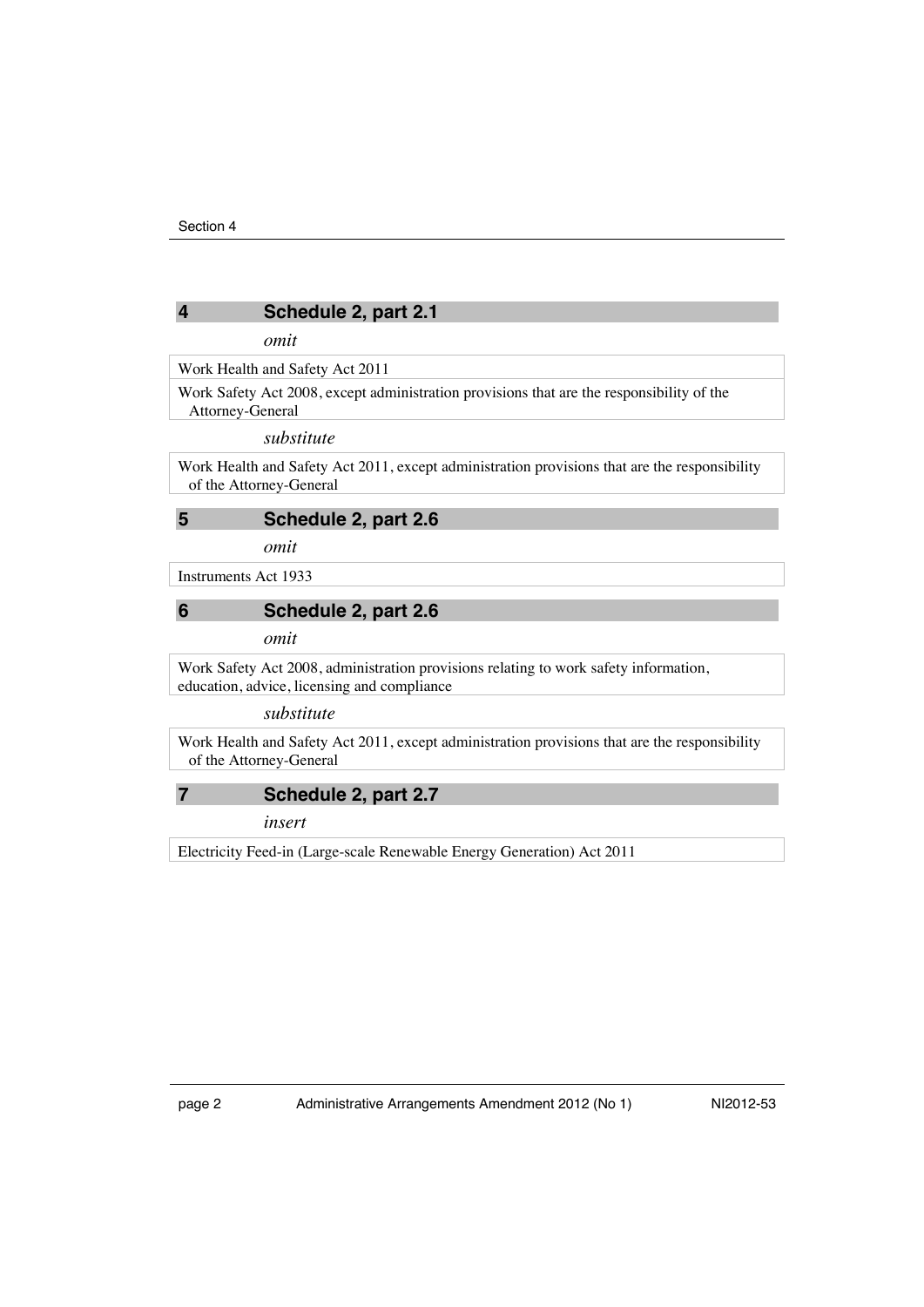## 4 Schedule 2, part 2.1

*omit*

Work Health and Safety Act 2011

Work Safety Act 2008, except administration provisions that are the responsibility of the Attorney-General

*substitute*

Work Health and Safety Act 2011, except administration provisions that are the responsibility of the Attorney-General

## 5 Schedule 2, part 2.6

*omit*

Instruments Act 1933

## 6 Schedule 2, part 2.6

*omit*

Work Safety Act 2008, administration provisions relating to work safety information, education, advice, licensing and compliance

*substitute*

Work Health and Safety Act 2011, except administration provisions that are the responsibility of the Attorney-General

## 7 Schedule 2, part 2.7

*insert*

Electricity Feed-in (Large-scale Renewable Energy Generation) Act 2011